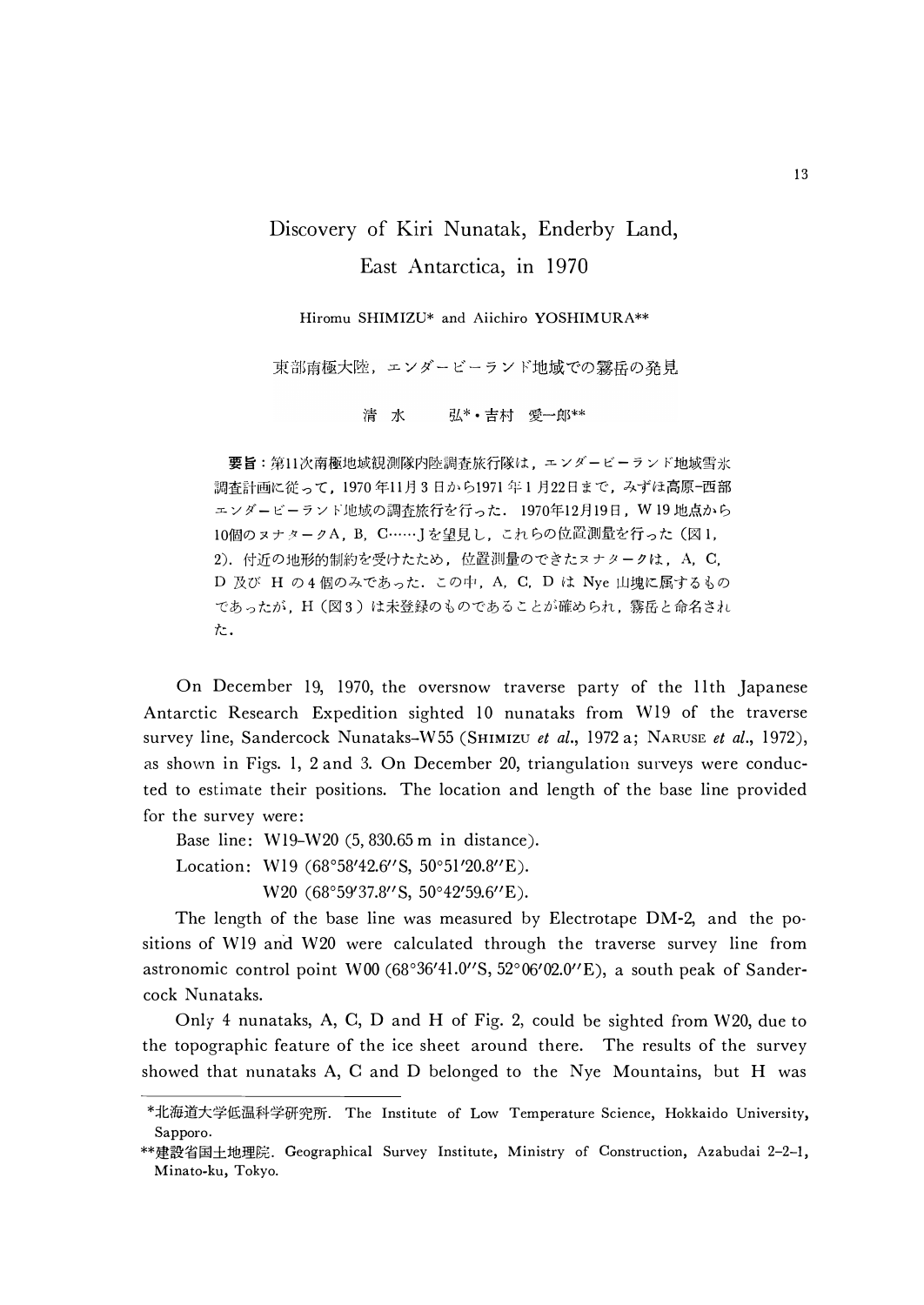# Discovery of Kiri Nunatak, Enderby Land, East Antarctica, in 1970

Hiromu SHIMIZU* and Aiichiro YOSHIMURA**

東部南極大陸，エンダービーランド地域での霧岳の発見

清水　弘*・吉村　愛一郎**

**要旨**：第11次南極地域観測隊内陸調査旅行隊は，エンダービーランド地域雪氷調査計画に従って，1970年11月3日から1971年1月22日まで，みずほ高原–西部エンダービーランド地域の調査旅行を行った．1970年12月19日，W 19地点から10個のヌナタークA，B，C……Jを望見し，これらの位置測量を行った（図1，2）．付近の地形的制約を受けたため，位置測量のできたヌナタークは，A，C，D 及び H の4個のみであった．この中，A，C，D は Nye 山塊に属するものであったが，H（図3）は未登録のものであることが確められ，霧岳と命名された．

On December 19, 1970, the oversnow traverse party of the 11th Japanese Antarctic Research Expedition sighted 10 nunataks from W19 of the traverse survey line, Sandercock Nunataks–W55 (SHIMIZU *et al.*, 1972 a; NARUSE *et al.*, 1972), as shown in Figs. 1, 2 and 3. On December 20, triangulation surveys were conducted to estimate their positions. The location and length of the base line provided for the survey were:

Base line: W19–W20 (5, 830.65 m in distance).

Location: W19 (68°58′42.6″S, 50°51′20.8″E).

W20 (68°59′37.8″S, 50°42′59.6″E).

The length of the base line was measured by Electrotape DM-2, and the positions of W19 and W20 were calculated through the traverse survey line from astronomic control point W00 (68°36′41.0″S, 52°06′02.0″E), a south peak of Sandercock Nunataks.

Only 4 nunataks, A, C, D and H of Fig. 2, could be sighted from W20, due to the topographic feature of the ice sheet around there. The results of the survey showed that nunataks A, C and D belonged to the Nye Mountains, but H was

---

*北海道大学低温科学研究所．The Institute of Low Temperature Science, Hokkaido University, Sapporo.

**建設省国土地理院．Geographical Survey Institute, Ministry of Construction, Azabudai 2–2–1, Minato-ku, Tokyo.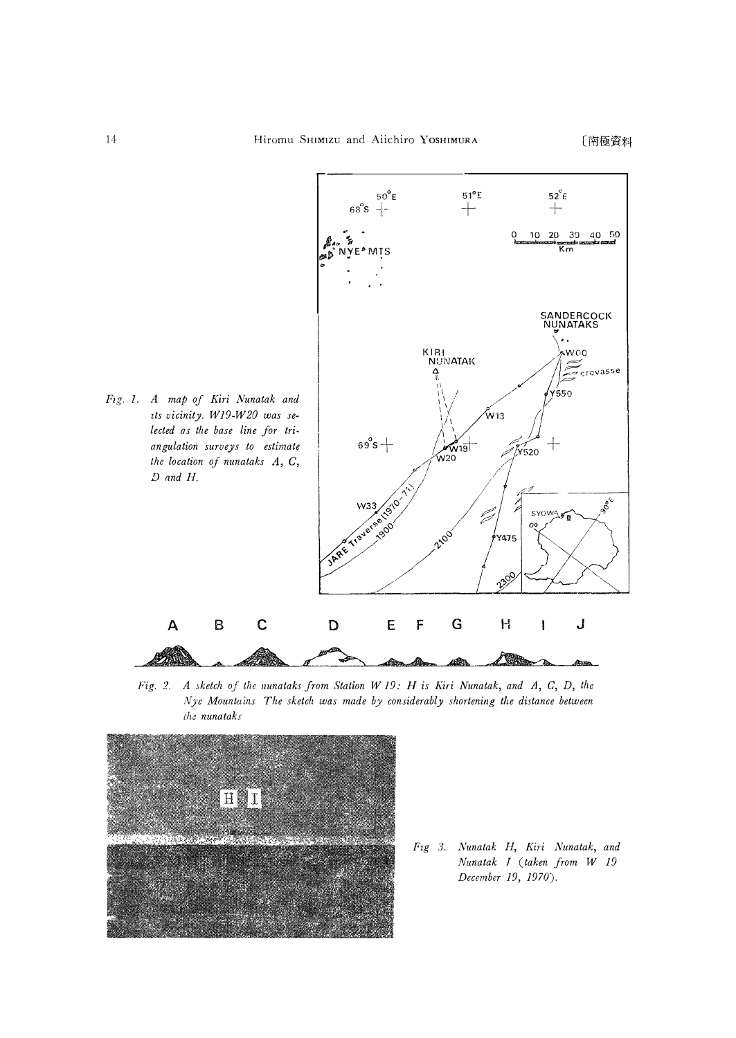Fig. 1. A map of Kiri Nunatak and its vicinity. W19-W20 was selected as the base line for triangulation surveys to estimate the location of nunataks A, C, D and H.

Fig. 2. A sketch of the nunataks from Station W 19: H is Kiri Nunatak, and A, C, D, the Nye Mountains The sketch was made by considerably shortening the distance between the nunataks

Fig 3. Nunatak H, Kiri Nunatak, and Nunatak I (taken from W 19 December 19, 1970).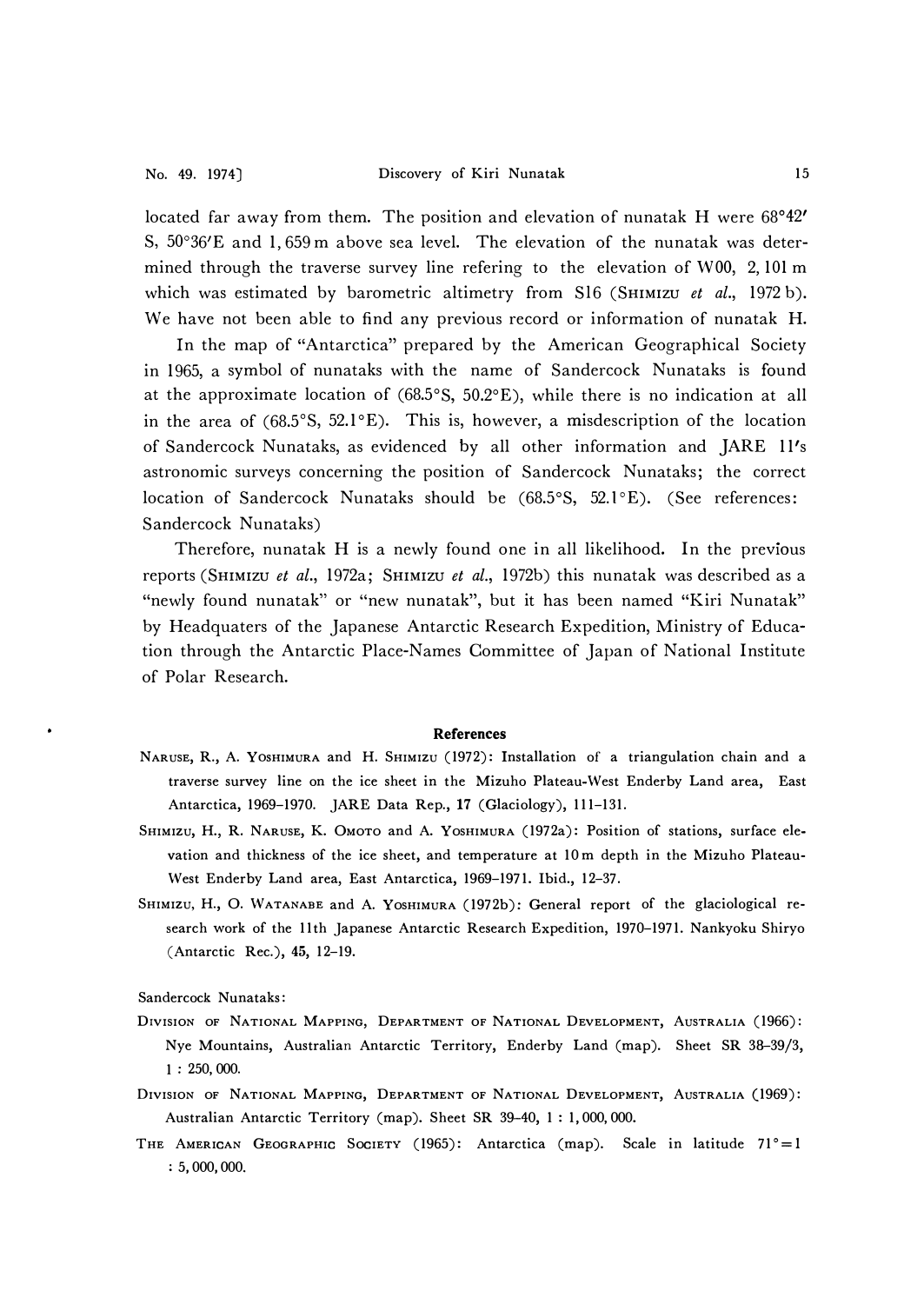located far away from them. The position and elevation of nunatak H were 68°42′ S, 50°36′E and 1,659 m above sea level. The elevation of the nunatak was determined through the traverse survey line refering to the elevation of W00, 2,101 m which was estimated by barometric altimetry from S16 (SHIMIZU *et al.*, 1972 b). We have not been able to find any previous record or information of nunatak H.

In the map of "Antarctica" prepared by the American Geographical Society in 1965, a symbol of nunataks with the name of Sandercock Nunataks is found at the approximate location of (68.5°S, 50.2°E), while there is no indication at all in the area of (68.5°S, 52.1°E). This is, however, a misdescription of the location of Sandercock Nunataks, as evidenced by all other information and JARE 11's astronomic surveys concerning the position of Sandercock Nunataks; the correct location of Sandercock Nunataks should be (68.5°S, 52.1°E). (See references: Sandercock Nunataks)

Therefore, nunatak H is a newly found one in all likelihood. In the previous reports (SHIMIZU *et al.*, 1972a; SHIMIZU *et al.*, 1972b) this nunatak was described as a "newly found nunatak" or "new nunatak", but it has been named "Kiri Nunatak" by Headquaters of the Japanese Antarctic Research Expedition, Ministry of Education through the Antarctic Place-Names Committee of Japan of National Institute of Polar Research.

## References

NARUSE, R., A. YOSHIMURA and H. SHIMIZU (1972): Installation of a triangulation chain and a traverse survey line on the ice sheet in the Mizuho Plateau-West Enderby Land area, East Antarctica, 1969–1970. JARE Data Rep., **17** (Glaciology), 111–131.

SHIMIZU, H., R. NARUSE, K. OMOTO and A. YOSHIMURA (1972a): Position of stations, surface elevation and thickness of the ice sheet, and temperature at 10 m depth in the Mizuho Plateau-West Enderby Land area, East Antarctica, 1969–1971. Ibid., 12–37.

SHIMIZU, H., O. WATANABE and A. YOSHIMURA (1972b): General report of the glaciological research work of the 11th Japanese Antarctic Research Expedition, 1970–1971. Nankyoku Shiryo (Antarctic Rec.), **45**, 12–19.

Sandercock Nunataks:

DIVISION OF NATIONAL MAPPING, DEPARTMENT OF NATIONAL DEVELOPMENT, AUSTRALIA (1966): Nye Mountains, Australian Antarctic Territory, Enderby Land (map). Sheet SR 38–39/3, 1 : 250,000.

DIVISION OF NATIONAL MAPPING, DEPARTMENT OF NATIONAL DEVELOPMENT, AUSTRALIA (1969): Australian Antarctic Territory (map). Sheet SR 39–40, 1 : 1,000,000.

THE AMERICAN GEOGRAPHIC SOCIETY (1965): Antarctica (map). Scale in latitude 71° = 1 : 5,000,000.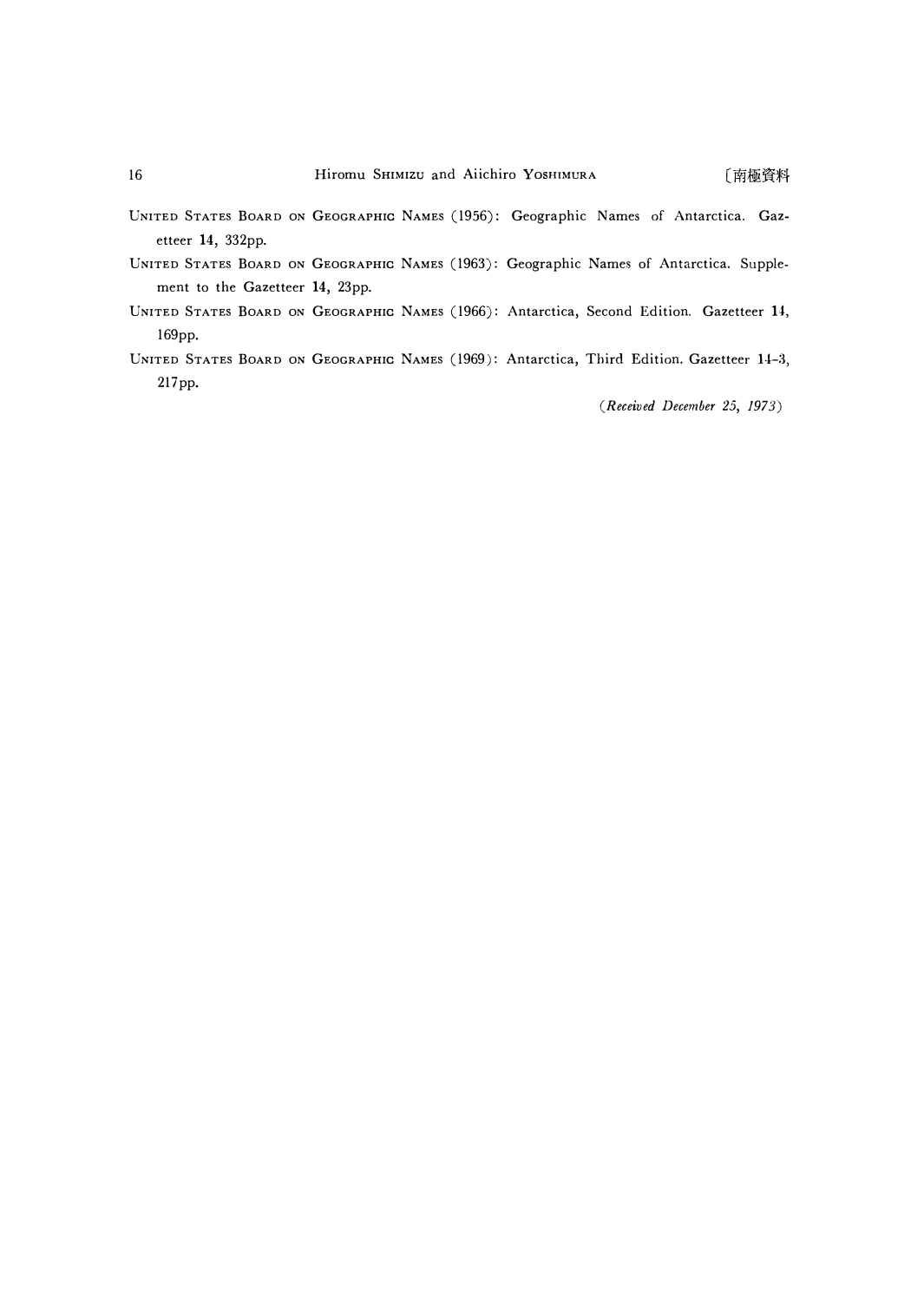UNITED STATES BOARD ON GEOGRAPHIC NAMES (1956): Geographic Names of Antarctica. Gazetteer **14**, 332pp.

UNITED STATES BOARD ON GEOGRAPHIC NAMES (1963): Geographic Names of Antarctica. Supplement to the Gazetteer **14**, 23pp.

UNITED STATES BOARD ON GEOGRAPHIC NAMES (1966): Antarctica, Second Edition. Gazetteer **14**, 169pp.

UNITED STATES BOARD ON GEOGRAPHIC NAMES (1969): Antarctica, Third Edition. Gazetteer **14-3**, 217pp.

*(Received December 25, 1973)*